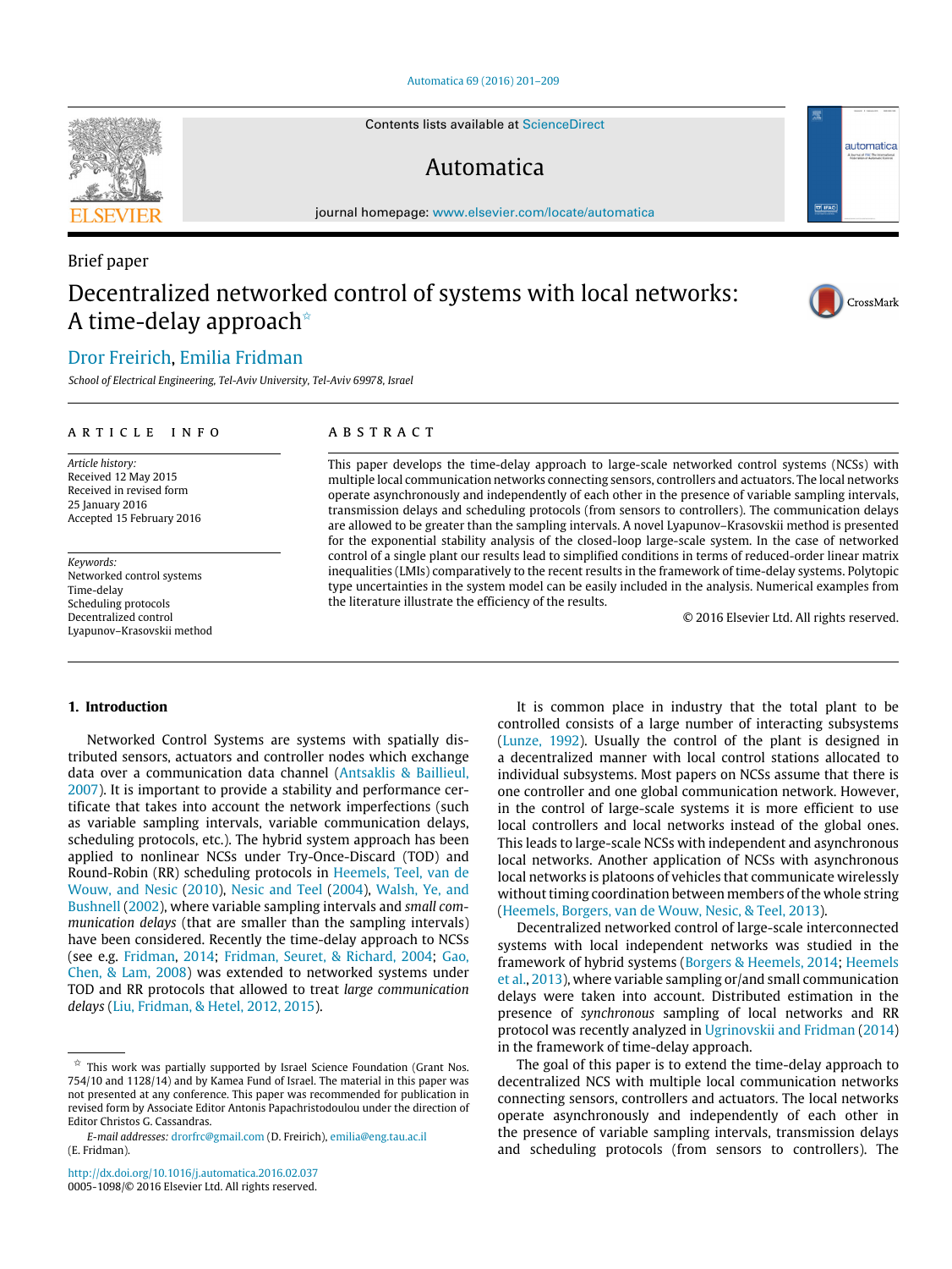Brief paper

# Decentralized networked control of systems with local networks: A time-delay approach ☆

Dror Freirich, Emilia Fridman

*School of Electrical Engineering, Tel-Aviv University, Tel-Aviv 69978, Israel*

**ARTICLE INFO**

*Article history:*
Received 12 May 2015
Received in revised form
25 January 2016
Accepted 15 February 2016

*Keywords:*
Networked control systems
Time-delay
Scheduling protocols
Decentralized control
Lyapunov–Krasovskii method

**ABSTRACT**

This paper develops the time-delay approach to large-scale networked control systems (NCSs) with multiple local communication networks connecting sensors, controllers and actuators. The local networks operate asynchronously and independently of each other in the presence of variable sampling intervals, transmission delays and scheduling protocols (from sensors to controllers). The communication delays are allowed to be greater than the sampling intervals. A novel Lyapunov–Krasovskii method is presented for the exponential stability analysis of the closed-loop large-scale system. In the case of networked control of a single plant our results lead to simplified conditions in terms of reduced-order linear matrix inequalities (LMIs) comparatively to the recent results in the framework of time-delay systems. Polytopic type uncertainties in the system model can be easily included in the analysis. Numerical examples from the literature illustrate the efficiency of the results.

© 2016 Elsevier Ltd. All rights reserved.

## 1. Introduction

Networked Control Systems are systems with spatially distributed sensors, actuators and controller nodes which exchange data over a communication data channel (Antsaklis & Baillieul, 2007). It is important to provide a stability and performance certificate that takes into account the network imperfections (such as variable sampling intervals, variable communication delays, scheduling protocols, etc.). The hybrid system approach has been applied to nonlinear NCSs under Try-Once-Discard (TOD) and Round-Robin (RR) scheduling protocols in Heemels, Teel, van de Wouw, and Nesic (2010), Nesic and Teel (2004), Walsh, Ye, and Bushnell (2002), where variable sampling intervals and *small communication delays* (that are smaller than the sampling intervals) have been considered. Recently the time-delay approach to NCSs (see e.g. Fridman, 2014; Fridman, Seuret, & Richard, 2004; Gao, Chen, & Lam, 2008) was extended to networked systems under TOD and RR protocols that allowed to treat *large communication delays* (Liu, Fridman, & Hetel, 2012, 2015).

It is common place in industry that the total plant to be controlled consists of a large number of interacting subsystems (Lunze, 1992). Usually the control of the plant is designed in a decentralized manner with local control stations allocated to individual subsystems. Most papers on NCSs assume that there is one controller and one global communication network. However, in the control of large-scale systems it is more efficient to use local controllers and local networks instead of the global ones. This leads to large-scale NCSs with independent and asynchronous local networks. Another application of NCSs with asynchronous local networks is platoons of vehicles that communicate wirelessly without timing coordination between members of the whole string (Heemels, Borgers, van de Wouw, Nesic, & Teel, 2013).

Decentralized networked control of large-scale interconnected systems with local independent networks was studied in the framework of hybrid systems (Borgers & Heemels, 2014; Heemels et al., 2013), where variable sampling or/and small communication delays were taken into account. Distributed estimation in the presence of *synchronous* sampling of local networks and RR protocol was recently analyzed in Ugrinovskii and Fridman (2014) in the framework of time-delay approach.

The goal of this paper is to extend the time-delay approach to decentralized NCS with multiple local communication networks connecting sensors, controllers and actuators. The local networks operate asynchronously and independently of each other in the presence of variable sampling intervals, transmission delays and scheduling protocols (from sensors to controllers). The

---

☆ This work was partially supported by Israel Science Foundation (Grant Nos. 754/10 and 1128/14) and by Kamea Fund of Israel. The material in this paper was not presented at any conference. This paper was recommended for publication in revised form by Associate Editor Antonis Papachristodoulou under the direction of Editor Christos G. Cassandras.

*E-mail addresses:* drorfrc@gmail.com (D. Freirich), emilia@eng.tau.ac.il (E. Fridman).

http://dx.doi.org/10.1016/j.automatica.2016.02.037
0005-1098/© 2016 Elsevier Ltd. All rights reserved.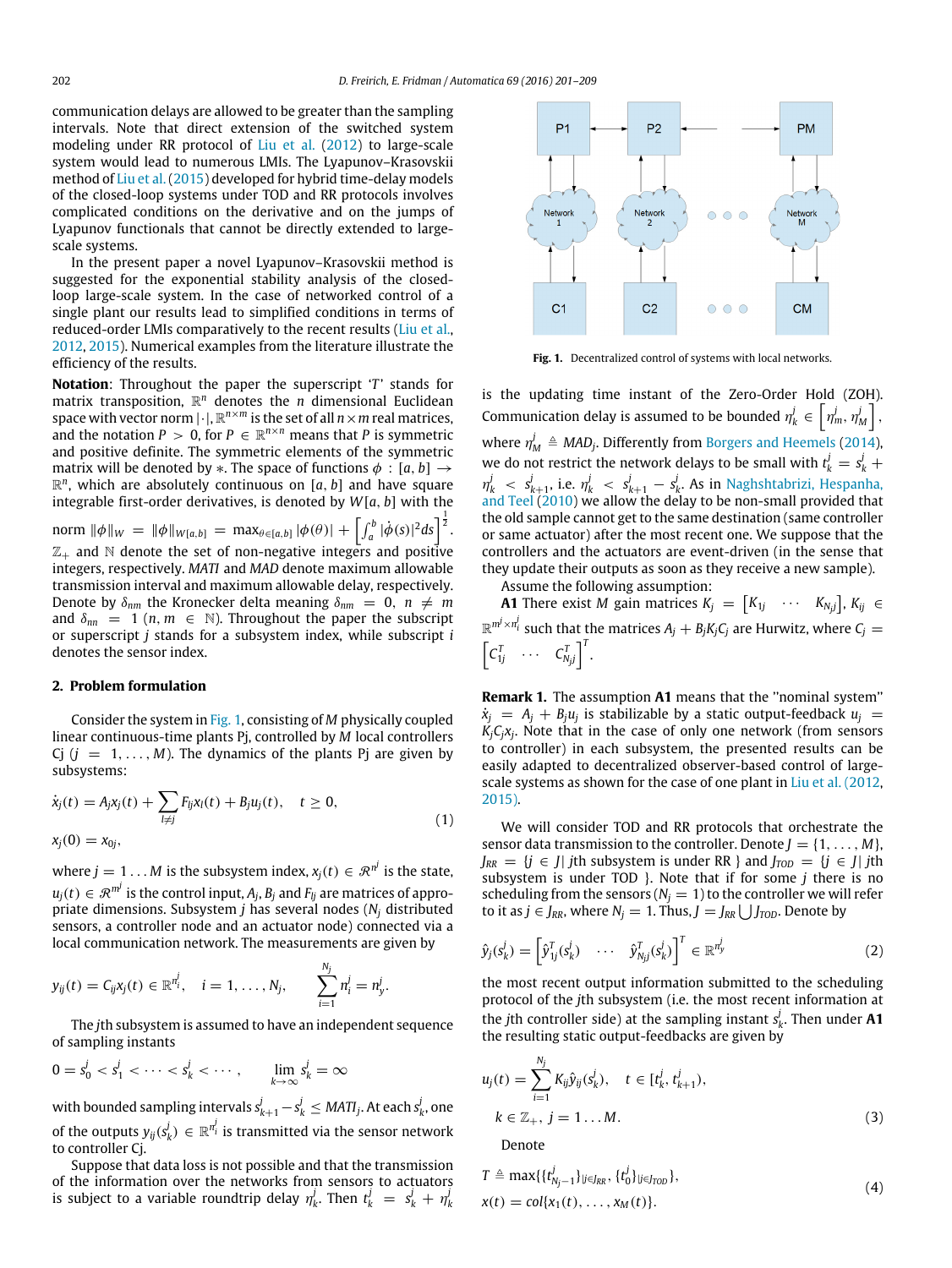communication delays are allowed to be greater than the sampling intervals. Note that direct extension of the switched system modeling under RR protocol of Liu et al. (2012) to large-scale system would lead to numerous LMIs. The Lyapunov–Krasovskii method of Liu et al. (2015) developed for hybrid time-delay models of the closed-loop systems under TOD and RR protocols involves complicated conditions on the derivative and on the jumps of Lyapunov functionals that cannot be directly extended to large-scale systems.

In the present paper a novel Lyapunov–Krasovskii method is suggested for the exponential stability analysis of the closed-loop large-scale system. In the case of networked control of a single plant our results lead to simplified conditions in terms of reduced-order LMIs comparatively to the recent results (Liu et al., 2012, 2015). Numerical examples from the literature illustrate the efficiency of the results.

**Notation**: Throughout the paper the superscript '$T$' stands for matrix transposition, $\mathbb{R}^n$ denotes the $n$ dimensional Euclidean space with vector norm $|\cdot|$, $\mathbb{R}^{n\times m}$ is the set of all $n\times m$ real matrices, and the notation $P>0$, for $P\in\mathbb{R}^{n\times n}$ means that $P$ is symmetric and positive definite. The symmetric elements of the symmetric matrix will be denoted by $*$. The space of functions $\phi:[a,b]\to\mathbb{R}^n$, which are absolutely continuous on $[a,b]$ and have square integrable first-order derivatives, is denoted by $W[a,b]$ with the norm $\|\phi\|_W=\|\phi\|_{W[a,b]}=\max_{\theta\in[a,b]}|\phi(\theta)|+\left[\int_a^b|\dot{\phi}(s)|^2ds\right]^{\frac{1}{2}}$. $\mathbb{Z}_+$ and $\mathbb{N}$ denote the set of non-negative integers and positive integers, respectively. *MATI* and *MAD* denote maximum allowable transmission interval and maximum allowable delay, respectively. Denote by $\delta_{nm}$ the Kronecker delta meaning $\delta_{nm}=0$, $n\neq m$ and $\delta_{nn}=1$ $(n,m\in\mathbb{N})$. Throughout the paper the subscript or superscript $j$ stands for a subsystem index, while subscript $i$ denotes the sensor index.

## 2. Problem formulation

Consider the system in Fig. 1, consisting of $M$ physically coupled linear continuous-time plants Pj, controlled by $M$ local controllers Cj $(j=1,\ldots,M)$. The dynamics of the plants Pj are given by subsystems:

$$\begin{aligned}&\dot{x}_j(t)=A_jx_j(t)+\sum_{l\neq j}F_{lj}x_l(t)+B_ju_j(t),\quad t\geq 0,\\&x_j(0)=x_{0j},\end{aligned}\tag{1}$$

where $j=1\ldots M$ is the subsystem index, $x_j(t)\in\mathcal{R}^{n^j}$ is the state, $u_j(t)\in\mathcal{R}^{m^j}$ is the control input, $A_j$, $B_j$ and $F_{lj}$ are matrices of appropriate dimensions. Subsystem $j$ has several nodes ($N_j$ distributed sensors, a controller node and an actuator node) connected via a local communication network. The measurements are given by

$$y_{ij}(t)=C_{ij}x_j(t)\in\mathbb{R}^{n_i^j},\quad i=1,\ldots,N_j,\qquad\sum_{i=1}^{N_j}n_i^j=n_y^j.$$

The $j$th subsystem is assumed to have an independent sequence of sampling instants

$$0=s_0^j<s_1^j<\cdots<s_k^j<\cdots,\qquad\lim_{k\to\infty}s_k^j=\infty$$

with bounded sampling intervals $s_{k+1}^j-s_k^j\leq MATI_j$. At each $s_k^j$, one of the outputs $y_{ij}(s_k^j)\in\mathbb{R}^{n_i^j}$ is transmitted via the sensor network to controller Cj.

Suppose that data loss is not possible and that the transmission of the information over the networks from sensors to actuators is subject to a variable roundtrip delay $\eta_k^j$. Then $t_k^j=s_k^j+\eta_k^j$ is the updating time instant of the Zero-Order Hold (ZOH). Communication delay is assumed to be bounded $\eta_k^j\in\left[\eta_m^j,\eta_M^j\right]$, where $\eta_M^j\triangleq MAD_j$. Differently from Borgers and Heemels (2014), we do not restrict the network delays to be small with $t_k^j=s_k^j+\eta_k^j<s_{k+1}^j$, i.e. $\eta_k^j<s_{k+1}^j-s_k^j$. As in Naghshtabrizi, Hespanha, and Teel (2010) we allow the delay to be non-small provided that the old sample cannot get to the same destination (same controller or same actuator) after the most recent one. We suppose that the controllers and the actuators are event-driven (in the sense that they update their outputs as soon as they receive a new sample).

Assume the following assumption:

**A1** There exist $M$ gain matrices $K_j=\begin{bmatrix}K_{1j}&\cdots&K_{N_jj}\end{bmatrix}$, $K_{ij}\in\mathbb{R}^{m^j\times n_i^j}$ such that the matrices $A_j+B_jK_jC_j$ are Hurwitz, where $C_j=\begin{bmatrix}C_{1j}^T&\cdots&C_{N_jj}^T\end{bmatrix}^T$.

**Remark 1.** The assumption **A1** means that the ''nominal system'' $\dot{x}_j=A_j+B_ju_j$ is stabilizable by a static output-feedback $u_j=K_jC_jx_j$. Note that in the case of only one network (from sensors to controller) in each subsystem, the presented results can be easily adapted to decentralized observer-based control of large-scale systems as shown for the case of one plant in Liu et al. (2012, 2015).

We will consider TOD and RR protocols that orchestrate the sensor data transmission to the controller. Denote $J=\{1,\ldots,M\}$, $J_{RR}=\{j\in J|\ j\text{th subsystem is under RR }\}$ and $J_{TOD}=\{j\in J|\ j\text{th subsystem is under TOD }\}$. Note that if for some $j$ there is no scheduling from the sensors $(N_j=1)$ to the controller we will refer to it as $j\in J_{RR}$, where $N_j=1$. Thus, $J=J_{RR}\bigcup J_{TOD}$. Denote by

$$\hat{y}_j(s_k^j)=\begin{bmatrix}\hat{y}_{1j}^T(s_k^j)&\cdots&\hat{y}_{N_jj}^T(s_k^j)\end{bmatrix}^T\in\mathbb{R}^{n_y^j}\tag{2}$$

the most recent output information submitted to the scheduling protocol of the $j$th subsystem (i.e. the most recent information at the $j$th controller side) at the sampling instant $s_k^j$. Then under **A1** the resulting static output-feedbacks are given by

$$\begin{aligned}&u_j(t)=\sum_{i=1}^{N_j}K_{ij}\hat{y}_{ij}(s_k^j),\quad t\in[t_k^j,t_{k+1}^j),\\&k\in\mathbb{Z}_+,\ j=1\ldots M.\end{aligned}\tag{3}$$

Denote

$$\begin{aligned}&T\triangleq\max\{\{t_{N_j-1}^j\}_{|j\in J_{RR}},\{t_0^j\}_{|j\in J_{TOD}}\},\\&x(t)=col\{x_1(t),\ldots,x_M(t)\}.\end{aligned}\tag{4}$$

Fig. 1. Decentralized control of systems with local networks.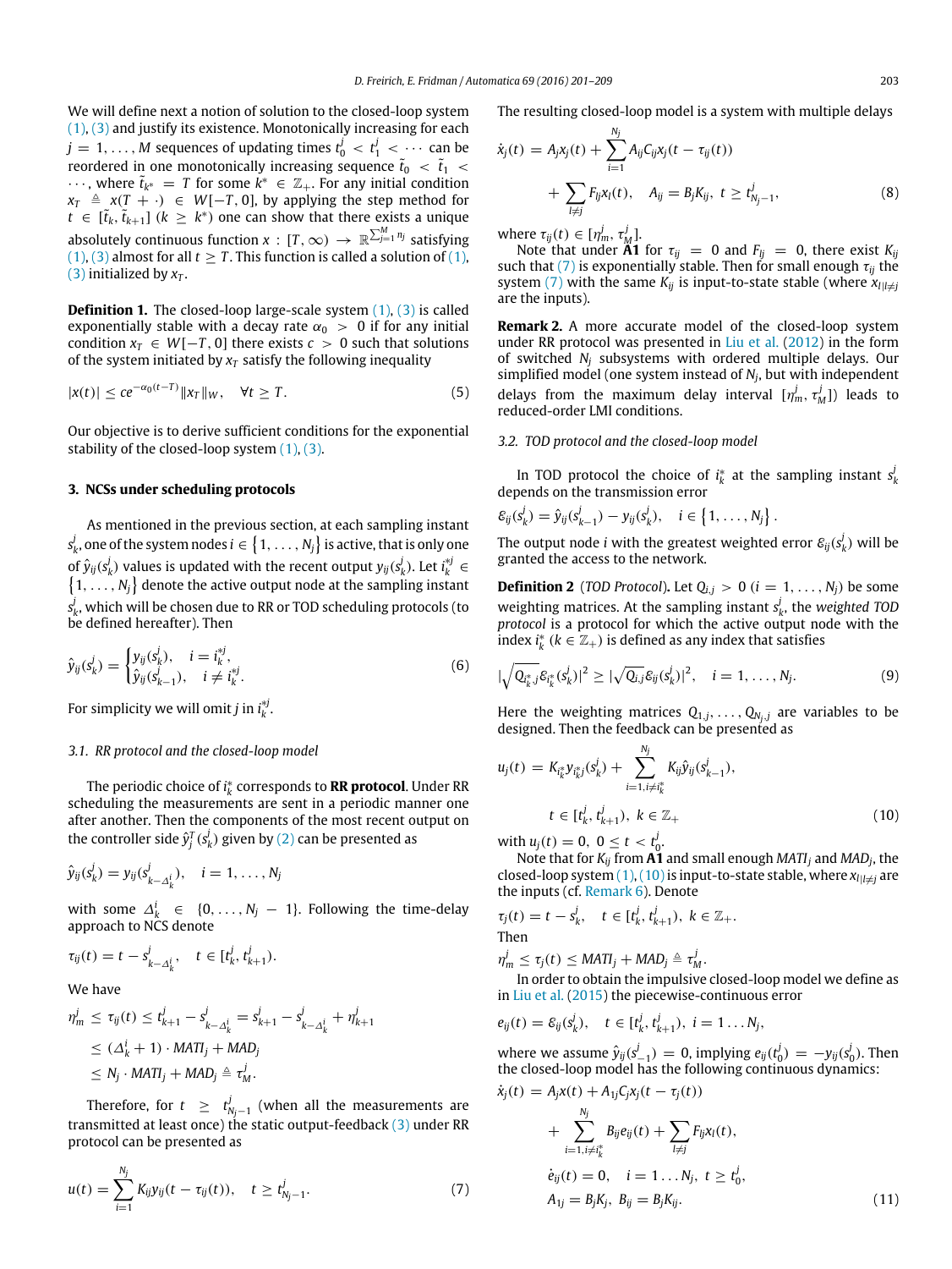We will define next a notion of solution to the closed-loop system (1), (3) and justify its existence. Monotonically increasing for each $j = 1, \ldots, M$ sequences of updating times $t_0^j < t_1^j < \cdots$ can be reordered in one monotonically increasing sequence $\tilde{t}_0 < \tilde{t}_1 < \cdots$, where $\tilde{t}_{k^*} = T$ for some $k^* \in \mathbb{Z}_+$. For any initial condition $x_T \triangleq x(T + \cdot) \in W[-T, 0]$, by applying the step method for $t \in [\tilde{t}_k, \tilde{t}_{k+1}]$ $(k \geq k^*)$ one can show that there exists a unique absolutely continuous function $x : [T, \infty) \to \mathbb{R}^{\sum_{j=1}^{M} n_j}$ satisfying (1), (3) almost for all $t \geq T$. This function is called a solution of (1), (3) initialized by $x_T$.

**Definition 1.** The closed-loop large-scale system (1), (3) is called exponentially stable with a decay rate $\alpha_0 > 0$ if for any initial condition $x_T \in W[-T, 0]$ there exists $c > 0$ such that solutions of the system initiated by $x_T$ satisfy the following inequality

$$|x(t)| \leq c e^{-\alpha_0 (t-T)} \|x_T\|_W, \quad \forall t \geq T. \tag{5}$$

Our objective is to derive sufficient conditions for the exponential stability of the closed-loop system (1), (3).

## 3. NCSs under scheduling protocols

As mentioned in the previous section, at each sampling instant $s_k^j$, one of the system nodes $i \in \{1, \ldots, N_j\}$ is active, that is only one of $\hat{y}_{ij}(s_k^j)$ values is updated with the recent output $y_{ij}(s_k^j)$. Let $i_k^{*j} \in \{1, \ldots, N_j\}$ denote the active output node at the sampling instant $s_k^j$, which will be chosen due to RR or TOD scheduling protocols (to be defined hereafter). Then

$$\hat{y}_{ij}(s_k^j) = \begin{cases} y_{ij}(s_k^j), & i = i_k^{*j}, \\ \hat{y}_{ij}(s_{k-1}^j), & i \neq i_k^{*j}. \end{cases} \tag{6}$$

For simplicity we will omit $j$ in $i_k^{*j}$.

### 3.1. RR protocol and the closed-loop model

The periodic choice of $i_k^*$ corresponds to **RR protocol**. Under RR scheduling the measurements are sent in a periodic manner one after another. Then the components of the most recent output on the controller side $\hat{y}_j^T(s_k^j)$ given by (2) can be presented as

$$\hat{y}_{ij}(s_k^j) = y_{ij}(s_{k-\Delta_k^i}^j), \quad i = 1, \ldots, N_j$$

with some $\Delta_k^i \in \{0, \ldots, N_j - 1\}$. Following the time-delay approach to NCS denote

$$\tau_{ij}(t) = t - s_{k-\Delta_k^i}^j, \quad t \in [t_k^j, t_{k+1}^j).$$

We have

$$\begin{aligned} \eta_m^j \leq \tau_{ij}(t) &\leq t_{k+1}^j - s_{k-\Delta_k^i}^j = s_{k+1}^j - s_{k-\Delta_k^i}^j + \eta_{k+1}^j \\ &\leq (\Delta_k^i + 1) \cdot MATI_j + MAD_j \\ &\leq N_j \cdot MATI_j + MAD_j \triangleq \tau_M^j. \end{aligned}$$

Therefore, for $t \geq t_{N_j-1}^j$ (when all the measurements are transmitted at least once) the static output-feedback (3) under RR protocol can be presented as

$$u(t) = \sum_{i=1}^{N_j} K_{ij} y_{ij}(t - \tau_{ij}(t)), \quad t \geq t_{N_j-1}^j. \tag{7}$$

The resulting closed-loop model is a system with multiple delays

$$\begin{aligned} \dot{x}_j(t) &= A_j x_j(t) + \sum_{i=1}^{N_j} A_{ij} C_{ij} x_j(t - \tau_{ij}(t)) \\ &\quad + \sum_{l \neq j} F_{lj} x_l(t), \quad A_{ij} = B_j K_{ij}, \ t \geq t_{N_j-1}^j, \end{aligned} \tag{8}$$

where $\tau_{ij}(t) \in [\eta_m^j, \tau_M^j]$.

Note that under **A1** for $\tau_{ij} = 0$ and $F_{lj} = 0$, there exist $K_{ij}$ such that (7) is exponentially stable. Then for small enough $\tau_{ij}$ the system (7) with the same $K_{ij}$ is input-to-state stable (where $x_{l|l \neq j}$ are the inputs).

**Remark 2.** A more accurate model of the closed-loop system under RR protocol was presented in Liu et al. (2012) in the form of switched $N_j$ subsystems with ordered multiple delays. Our simplified model (one system instead of $N_j$, but with independent delays from the maximum delay interval $[\eta_m^j, \tau_M^j]$) leads to reduced-order LMI conditions.

### 3.2. TOD protocol and the closed-loop model

In TOD protocol the choice of $i_k^*$ at the sampling instant $s_k^j$ depends on the transmission error

$$\varepsilon_{ij}(s_k^j) = \hat{y}_{ij}(s_{k-1}^j) - y_{ij}(s_k^j), \quad i \in \{1, \ldots, N_j\}.$$

The output node $i$ with the greatest weighted error $\varepsilon_{ij}(s_k^j)$ will be granted the access to the network.

**Definition 2** (*TOD Protocol*)**.** Let $Q_{i,j} > 0$ $(i = 1, \ldots, N_j)$ be some weighting matrices. At the sampling instant $s_k^j$, the *weighted TOD protocol* is a protocol for which the active output node with the index $i_k^*$ $(k \in \mathbb{Z}_+)$ is defined as any index that satisfies

$$|\sqrt{Q_{i_k^*,j}}\, \varepsilon_{i_k^*}(s_k^j)|^2 \geq |\sqrt{Q_{i,j}}\, \varepsilon_{ij}(s_k^j)|^2, \quad i = 1, \ldots, N_j. \tag{9}$$

Here the weighting matrices $Q_{1,j}, \ldots, Q_{N_j,j}$ are variables to be designed. Then the feedback can be presented as

$$\begin{aligned} u_j(t) &= K_{i_k^*} y_{i_k^* j}(s_k^j) + \sum_{i=1, i \neq i_k^*}^{N_j} K_{ij} \hat{y}_{ij}(s_{k-1}^j), \\ &\qquad t \in [t_k^j, t_{k+1}^j), \ k \in \mathbb{Z}_+ \end{aligned} \tag{10}$$

with $u_j(t) = 0, \ 0 \leq t < t_0^j$.

Note that for $K_{ij}$ from **A1** and small enough $MATI_j$ and $MAD_j$, the closed-loop system (1), (10) is input-to-state stable, where $x_{l|l \neq j}$ are the inputs (cf. Remark 6). Denote

$$\tau_j(t) = t - s_k^j, \quad t \in [t_k^j, t_{k+1}^j), \ k \in \mathbb{Z}_+.$$

Then

$$\eta_m^j \leq \tau_j(t) \leq MATI_j + MAD_j \triangleq \tau_M^j.$$

In order to obtain the impulsive closed-loop model we define as in Liu et al. (2015) the piecewise-continuous error

$$e_{ij}(t) = \varepsilon_{ij}(s_k^j), \quad t \in [t_k^j, t_{k+1}^j), \ i = 1 \ldots N_j,$$

where we assume $\hat{y}_{ij}(s_{-1}^j) = 0$, implying $e_{ij}(t_0^j) = -y_{ij}(s_0^j)$. Then the closed-loop model has the following continuous dynamics:

$$\begin{aligned} \dot{x}_j(t) &= A_j x(t) + A_{1j} C_j x_j(t - \tau_j(t)) \\ &\quad + \sum_{i=1, i \neq i_k^*}^{N_j} B_{ij} e_{ij}(t) + \sum_{l \neq j} F_{lj} x_l(t), \\ \dot{e}_{ij}(t) &= 0, \quad i = 1 \ldots N_j, \ t \geq t_0^j, \\ A_{1j} &= B_j K_j, \ B_{ij} = B_j K_{ij}. \end{aligned} \tag{11}$$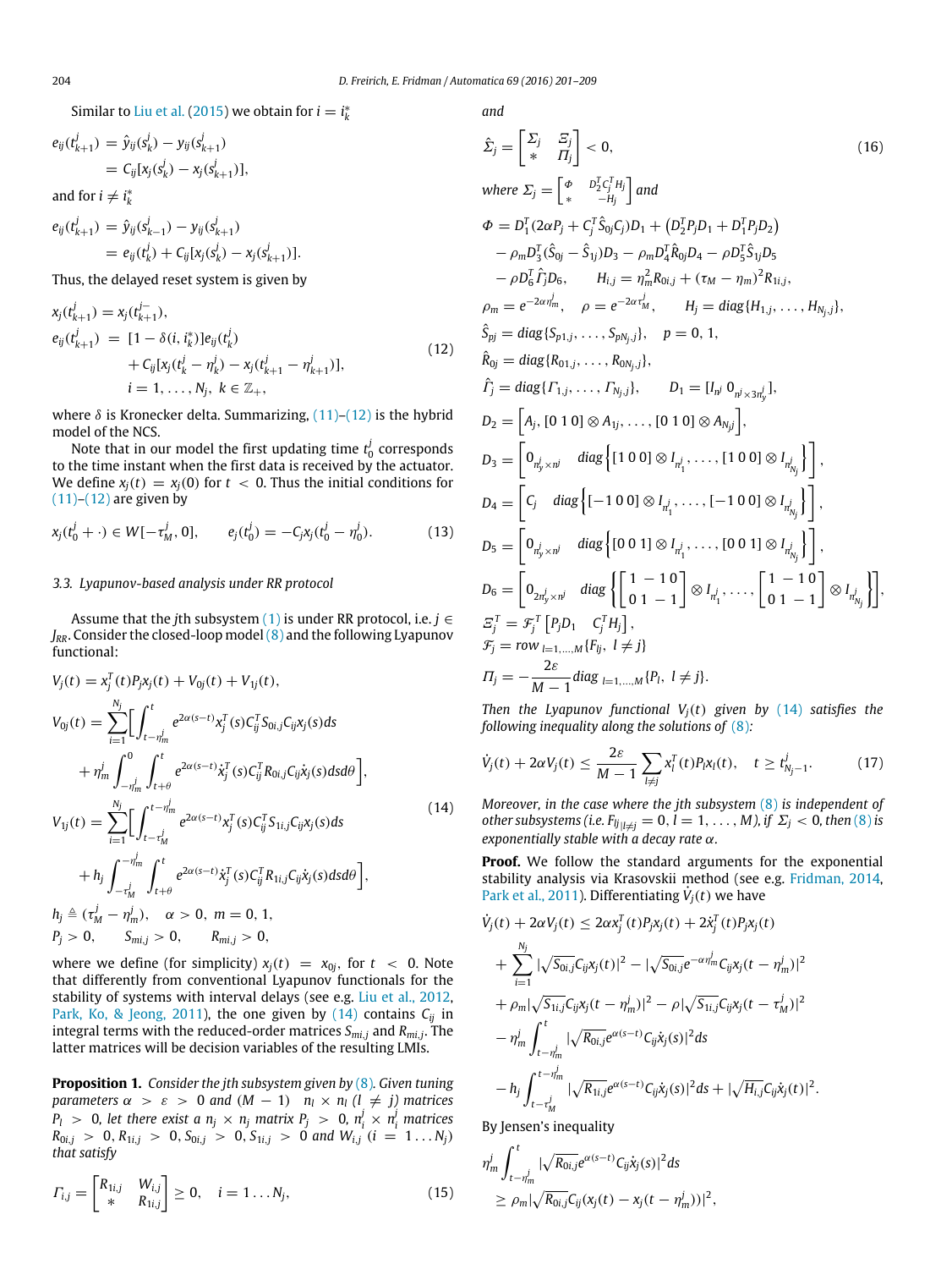Similar to Liu et al. (2015) we obtain for $i = i_k^*$

$$e_{ij}(t_{k+1}^j) = \hat{y}_{ij}(s_k^j) - y_{ij}(s_{k+1}^j)$$
$$= C_{ij}[x_j(s_k^j) - x_j(s_{k+1}^j)],$$

and for $i \neq i_k^*$

$$e_{ij}(t_{k+1}^j) = \hat{y}_{ij}(s_{k-1}^j) - y_{ij}(s_{k+1}^j)$$
$$= e_{ij}(t_k^j) + C_{ij}[x_j(s_k^j) - x_j(s_{k+1}^j)].$$

Thus, the delayed reset system is given by

$$\begin{aligned} x_j(t_{k+1}^j) &= x_j(t_{k+1}^{j-}), \\ e_{ij}(t_{k+1}^j) &= [1 - \delta(i, i_k^*)]e_{ij}(t_k^j) \\ &\quad + C_{ij}[x_j(t_k^j - \eta_k^j) - x_j(t_{k+1}^j - \eta_{k+1}^j)], \\ & i = 1, \ldots, N_j,\ k \in \mathbb{Z}_+, \end{aligned} \tag{12}$$

where $\delta$ is Kronecker delta. Summarizing, (11)–(12) is the hybrid model of the NCS.

Note that in our model the first updating time $t_0^j$ corresponds to the time instant when the first data is received by the actuator. We define $x_j(t) = x_j(0)$ for $t < 0$. Thus the initial conditions for (11)–(12) are given by

$$x_j(t_0^j + \cdot) \in W[-\tau_M^j, 0], \qquad e_j(t_0^j) = -C_j x_j(t_0^j - \eta_0^j). \tag{13}$$

### 3.3. Lyapunov-based analysis under RR protocol

Assume that the $j$th subsystem (1) is under RR protocol, i.e. $j \in J_{RR}$. Consider the closed-loop model (8) and the following Lyapunov functional:

$$\begin{aligned} V_j(t) &= x_j^T(t)P_j x_j(t) + V_{0j}(t) + V_{1j}(t), \\ V_{0j}(t) &= \sum_{i=1}^{N_j}\Big[\int_{t-\eta_m^j}^{t} e^{2\alpha(s-t)} x_j^T(s) C_{ij}^T S_{0i,j} C_{ij} x_j(s) ds \\ &\quad + \eta_m^j \int_{-\eta_m^j}^{0}\int_{t+\theta}^{t} e^{2\alpha(s-t)} \dot{x}_j^T(s) C_{ij}^T R_{0i,j} C_{ij} \dot{x}_j(s) ds d\theta\Big], \\ V_{1j}(t) &= \sum_{i=1}^{N_j}\Big[\int_{t-\tau_M^j}^{t-\eta_m^j} e^{2\alpha(s-t)} x_j^T(s) C_{ij}^T S_{1i,j} C_{ij} x_j(s) ds \\ &\quad + h_j \int_{-\tau_M^j}^{-\eta_m^j}\int_{t+\theta}^{t} e^{2\alpha(s-t)} \dot{x}_j^T(s) C_{ij}^T R_{1i,j} C_{ij} \dot{x}_j(s) ds d\theta\Big], \\ h_j &\triangleq (\tau_M^j - \eta_m^j), \quad \alpha > 0,\ m = 0, 1, \\ P_j &> 0, \qquad S_{mi,j} > 0, \qquad R_{mi,j} > 0, \end{aligned} \tag{14}$$

where we define (for simplicity) $x_j(t) = x_{0j}$, for $t < 0$. Note that differently from conventional Lyapunov functionals for the stability of systems with interval delays (see e.g. Liu et al., 2012, Park, Ko, & Jeong, 2011), the one given by (14) contains $C_{ij}$ in integral terms with the reduced-order matrices $S_{mi,j}$ and $R_{mi,j}$. The latter matrices will be decision variables of the resulting LMIs.

**Proposition 1.** *Consider the $j$th subsystem given by (8). Given tuning parameters $\alpha > \varepsilon > 0$ and $(M-1)$ $n_l \times n_l$ $(l \neq j)$ matrices $P_l > 0$, let there exist a $n_j \times n_j$ matrix $P_j > 0$, $n_i^j \times n_i^j$ matrices $R_{0i,j} > 0, R_{1i,j} > 0, S_{0i,j}, S_{1i,j} > 0$ and $W_{i,j}$ $(i = 1 \ldots N_j)$ that satisfy*

$$\Gamma_{i,j} = \begin{bmatrix} R_{1i,j} & W_{i,j} \\ * & R_{1i,j} \end{bmatrix} \geq 0, \quad i = 1 \ldots N_j, \tag{15}$$

*and*

$$\hat{\Sigma}_j = \begin{bmatrix} \Sigma_j & \Xi_j \\ * & \Pi_j \end{bmatrix} < 0, \tag{16}$$

*where $\Sigma_j = \begin{bmatrix} \Phi & D_2^T C_j^T H_j \\ * & -H_j \end{bmatrix}$ and*

$$\begin{aligned}
\Phi &= D_1^T(2\alpha P_j + C_j^T \hat{S}_{0j} C_j)D_1 + (D_2^T P_j D_1 + D_1^T P_j D_2) \\
&\quad - \rho_m D_3^T(\hat{S}_{0j} - \hat{S}_{1j})D_3 - \rho_m D_4^T \hat{R}_{0j} D_4 - \rho D_5^T \hat{S}_{1j} D_5 \\
&\quad - \rho D_6^T \hat{\Gamma}_j D_6, \qquad H_{i,j} = \eta_m^2 R_{0i,j} + (\tau_M - \eta_m)^2 R_{1i,j}, \\
\rho_m &= e^{-2\alpha \eta_m^j}, \quad \rho = e^{-2\alpha \tau_M^j}, \qquad H_j = diag\{H_{1,j}, \ldots, H_{N_j,j}\}, \\
\hat{S}_{pj} &= diag\{S_{p1,j}, \ldots, S_{pN_j,j}\}, \quad p = 0, 1, \\
\hat{R}_{0j} &= diag\{R_{01,j}, \ldots, R_{0N_j,j}\}, \\
\hat{\Gamma}_j &= diag\{\Gamma_{1,j}, \ldots, \Gamma_{N_j,j}\}, \qquad D_1 = [I_{n^j}\ 0_{n^j \times 3n_y^j}], \\
D_2 &= \left[A_j, [0\ 1\ 0] \otimes A_{1j}, \ldots, [0\ 1\ 0] \otimes A_{N_j j}\right], \\
D_3 &= \left[0_{n_y^j \times n^j} \quad diag\left\{[1\ 0\ 0] \otimes I_{n_1^j}, \ldots, [1\ 0\ 0] \otimes I_{n_{N_j}^j}\right\}\right], \\
D_4 &= \left[C_j \quad diag\left\{[-1\ 0\ 0] \otimes I_{n_1^j}, \ldots, [-1\ 0\ 0] \otimes I_{n_{N_j}^j}\right\}\right], \\
D_5 &= \left[0_{n_y^j \times n^j} \quad diag\left\{[0\ 0\ 1] \otimes I_{n_1^j}, \ldots, [0\ 0\ 1] \otimes I_{n_{N_j}^j}\right\}\right], \\
D_6 &= \left[0_{2n_y^j \times n^j} \quad diag\left\{\begin{bmatrix} 1 & -1 & 0 \\ 0 & 1 & -1 \end{bmatrix} \otimes I_{n_1^j}, \ldots, \begin{bmatrix} 1 & -1 & 0 \\ 0 & 1 & -1 \end{bmatrix} \otimes I_{n_{N_j}^j}\right\}\right], \\
\Xi_j^T &= \mathcal{F}_j^T \left[P_j D_1 \quad C_j^T H_j\right], \\
\mathcal{F}_j &= row_{\,l=1,\ldots,M}\{F_{lj},\ l \neq j\} \\
\Pi_j &= -\frac{2\varepsilon}{M-1} diag_{\,l=1,\ldots,M}\{P_l,\ l \neq j\}.
\end{aligned}$$

*Then the Lyapunov functional $V_j(t)$ given by (14) satisfies the following inequality along the solutions of (8):*

$$\dot{V}_j(t) + 2\alpha V_j(t) \leq \frac{2\varepsilon}{M-1}\sum_{l \neq j} x_l^T(t) P_l x_l(t), \quad t \geq t_{N_j-1}^j. \tag{17}$$

*Moreover, in the case where the $j$th subsystem (8) is independent of other subsystems (i.e. $F_{lj|l \neq j} = 0$, $l = 1, \ldots, M$), if $\Sigma_j < 0$, then (8) is exponentially stable with a decay rate $\alpha$.*

**Proof.** We follow the standard arguments for the exponential stability analysis via Krasovskii method (see e.g. Fridman, 2014, Park et al., 2011). Differentiating $\dot{V}_j(t)$ we have

$$\begin{aligned}
\dot{V}_j(t) + 2\alpha V_j(t) &\leq 2\alpha x_j^T(t) P_j x_j(t) + 2\dot{x}_j^T(t) P_j x_j(t) \\
&\quad + \sum_{i=1}^{N_j} |\sqrt{S_{0i,j}} C_{ij} x_j(t)|^2 - |\sqrt{S_{0i,j}} e^{-\alpha \eta_m^j} C_{ij} x_j(t - \eta_m^j)|^2 \\
&\quad + \rho_m |\sqrt{S_{1i,j}} C_{ij} x_j(t - \eta_m^j)|^2 - \rho |\sqrt{S_{1i,j}} C_{ij} x_j(t - \tau_M^j)|^2 \\
&\quad - \eta_m^j \int_{t-\eta_m^j}^{t} |\sqrt{R_{0i,j}} e^{\alpha(s-t)} C_{ij} \dot{x}_j(s)|^2 ds \\
&\quad - h_j \int_{t-\tau_M^j}^{t-\eta_m^j} |\sqrt{R_{1i,j}} e^{\alpha(s-t)} C_{ij} \dot{x}_j(s)|^2 ds + |\sqrt{H_{i,j}} C_{ij} \dot{x}_j(t)|^2.
\end{aligned}$$

By Jensen's inequality

$$\begin{aligned}
&\eta_m^j \int_{t-\eta_m^j}^{t} |\sqrt{R_{0i,j}} e^{\alpha(s-t)} C_{ij} \dot{x}_j(s)|^2 ds \\
&\geq \rho_m |\sqrt{R_{0i,j}} C_{ij}(x_j(t) - x_j(t - \eta_m^j))|^2,
\end{aligned}$$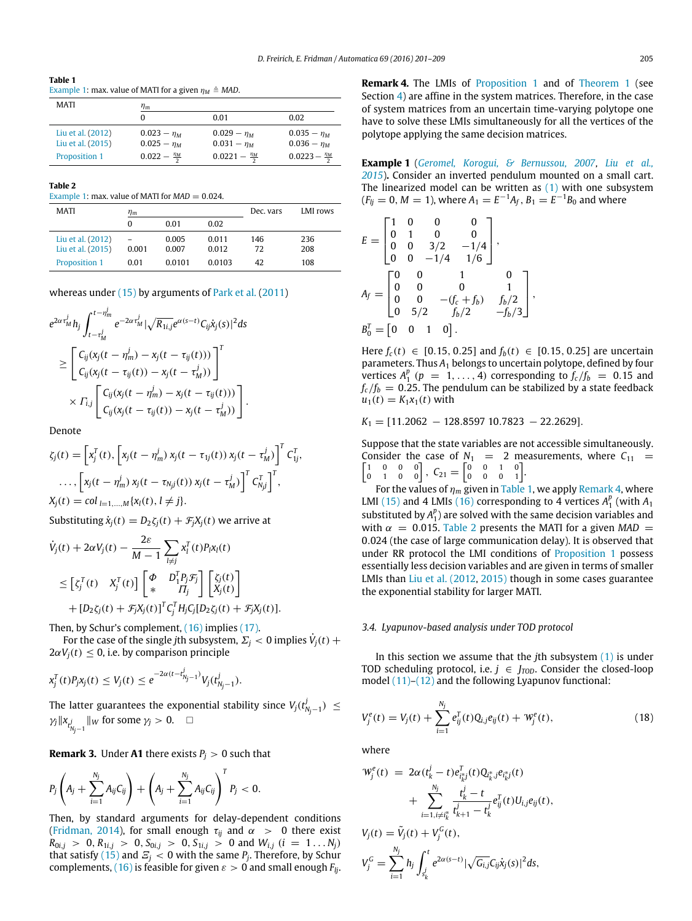**Table 1**
Example 1: max. value of MATI for a given $\eta_M \triangleq MAD$.

| MATI | $\eta_m$ | | |
|---|---|---|---|
| | 0 | 0.01 | 0.02 |
| Liu et al. (2012) | $0.023 - \eta_M$ | $0.029 - \eta_M$ | $0.035 - \eta_M$ |
| Liu et al. (2015) | $0.025 - \eta_M$ | $0.031 - \eta_M$ | $0.036 - \eta_M$ |
| Proposition 1 | $0.022 - \frac{\eta_M}{2}$ | $0.0221 - \frac{\eta_M}{2}$ | $0.0223 - \frac{\eta_M}{2}$ |

**Table 2**
Example 1: max. value of MATI for $MAD = 0.024$.

| MATI | $\eta_m$ | | | Dec. vars | LMI rows |
|---|---|---|---|---|---|
| | 0 | 0.01 | 0.02 | | |
| Liu et al. (2012) | – | 0.005 | 0.011 | 146 | 236 |
| Liu et al. (2015) | 0.001 | 0.007 | 0.012 | 72 | 208 |
| Proposition 1 | 0.01 | 0.0101 | 0.0103 | 42 | 108 |

whereas under (15) by arguments of Park et al. (2011)

$$e^{2\alpha\tau_M^j} h_j \int_{t-\tau_M^j}^{t-\eta_m^j} e^{-2\alpha\tau_M^j} |\sqrt{R_{1i,j}} e^{\alpha(s-t)} C_{ij}\dot{x}_j(s)|^2 ds$$
$$\geq \begin{bmatrix} C_{ij}(x_j(t-\eta_m^j) - x_j(t-\tau_{ij}(t))) \\ C_{ij}(x_j(t-\tau_{ij}(t)) - x_j(t-\tau_M^j)) \end{bmatrix}^T$$
$$\times \Gamma_{i,j} \begin{bmatrix} C_{ij}(x_j(t-\eta_m^j) - x_j(t-\tau_{ij}(t))) \\ C_{ij}(x_j(t-\tau_{ij}(t)) - x_j(t-\tau_M^j)) \end{bmatrix}.$$

Denote

$$\zeta_j(t) = \Big[x_j^T(t), \big[x_j(t-\eta_m^j)\; x_j(t-\tau_{1j}(t))\; x_j(t-\tau_M^j)\big]^T C_{1j}^T,$$
$$\ldots, \big[x_j(t-\eta_m^j)\; x_j(t-\tau_{N_j j}(t))\; x_j(t-\tau_M^j)\big]^T C_{N_j j}^T\Big]^T,$$
$$X_j(t) = col_{\,l=1,\ldots,M}\{x_l(t), l \neq j\}.$$

Substituting $\dot{x}_j(t) = D_2\zeta_j(t) + \mathcal{F}_j X_j(t)$ we arrive at

$$\dot{V}_j(t) + 2\alpha V_j(t) - \frac{2\varepsilon}{M-1}\sum_{l\neq j} x_l^T(t) P_l x_l(t)$$
$$\leq \begin{bmatrix} \zeta_j^T(t) & X_j^T(t) \end{bmatrix} \begin{bmatrix} \Phi & D_1^T P_j \mathcal{F}_j \\ * & \Pi_j \end{bmatrix} \begin{bmatrix} \zeta_j(t) \\ X_j(t) \end{bmatrix}$$
$$+ [D_2\zeta_j(t) + \mathcal{F}_j X_j(t)]^T C_j^T H_j C_j [D_2\zeta_j(t) + \mathcal{F}_j X_j(t)].$$

Then, by Schur's complement, (16) implies (17).

For the case of the single $j$th subsystem, $\Sigma_j < 0$ implies $\dot{V}_j(t) + 2\alpha V_j(t) \leq 0$, i.e. by comparison principle

$$x_j^T(t) P_j x_j(t) \leq V_j(t) \leq e^{-2\alpha(t-t_{N_j-1}^j)} V_j(t_{N_j-1}^j).$$

The latter guarantees the exponential stability since $V_j(t_{N_j-1}^j) \leq \gamma_j \|x_{t_{N_j-1}^j}\|_W$ for some $\gamma_j > 0$. $\square$

**Remark 3.** Under **A1** there exists $P_j > 0$ such that

$$P_j\left(A_j + \sum_{i=1}^{N_j} A_{ij}C_{ij}\right) + \left(A_j + \sum_{i=1}^{N_j} A_{ij}C_{ij}\right)^T P_j < 0.$$

Then, by standard arguments for delay-dependent conditions (Fridman, 2014), for small enough $\tau_{ij}$ and $\alpha > 0$ there exist $R_{0i,j} > 0, R_{1i,j} > 0, S_{0i,j} > 0, S_{1i,j} > 0$ and $W_{i,j}$ $(i = 1 \ldots N_j)$ that satisfy (15) and $\Xi_j < 0$ with the same $P_j$. Therefore, by Schur complements, (16) is feasible for given $\varepsilon > 0$ and small enough $F_{lj}$.

**Remark 4.** The LMIs of Proposition 1 and of Theorem 1 (see Section 4) are affine in the system matrices. Therefore, in the case of system matrices from an uncertain time-varying polytope one have to solve these LMIs simultaneously for all the vertices of the polytope applying the same decision matrices.

**Example 1** (*Geromel, Korogui, & Bernussou, 2007*, *Liu et al., 2015*)**.** Consider an inverted pendulum mounted on a small cart. The linearized model can be written as (1) with one subsystem ($F_{lj} = 0, M = 1$), where $A_1 = E^{-1}A_f$, $B_1 = E^{-1}B_0$ and where

$$E = \begin{bmatrix} 1 & 0 & 0 & 0 \\ 0 & 1 & 0 & 0 \\ 0 & 0 & 3/2 & -1/4 \\ 0 & 0 & -1/4 & 1/6 \end{bmatrix},$$
$$A_f = \begin{bmatrix} 0 & 0 & 1 & 0 \\ 0 & 0 & 0 & 1 \\ 0 & 0 & -(f_c + f_b) & f_b/2 \\ 0 & 5/2 & f_b/2 & -f_b/3 \end{bmatrix},$$
$$B_0^T = \begin{bmatrix} 0 & 0 & 1 & 0 \end{bmatrix}.$$

Here $f_c(t) \in [0.15, 0.25]$ and $f_b(t) \in [0.15, 0.25]$ are uncertain parameters. Thus $A_1$ belongs to uncertain polytope, defined by four vertices $A_1^p$ $(p = 1, \ldots, 4)$ corresponding to $f_c/f_b = 0.15$ and $f_c/f_b = 0.25$. The pendulum can be stabilized by a state feedback $u_1(t) = K_1 x_1(t)$ with

$$K_1 = [11.2062 \; -128.8597 \; 10.7823 \; -22.2629].$$

Suppose that the state variables are not accessible simultaneously. Consider the case of $N_1 = 2$ measurements, where $C_{11} = \begin{bmatrix} 1 & 0 & 0 & 0 \\ 0 & 1 & 0 & 0 \end{bmatrix}$, $C_{21} = \begin{bmatrix} 0 & 0 & 1 & 0 \\ 0 & 0 & 0 & 1 \end{bmatrix}$.

For the values of $\eta_m$ given in Table 1, we apply Remark 4, where LMI (15) and 4 LMIs (16) corresponding to 4 vertices $A_1^p$ (with $A_1$ substituted by $A_1^p$) are solved with the same decision variables and with $\alpha = 0.015$. Table 2 presents the MATI for a given $MAD = 0.024$ (the case of large communication delay). It is observed that under RR protocol the LMI conditions of Proposition 1 possess essentially less decision variables and are given in terms of smaller LMIs than Liu et al. (2012, 2015) though in some cases guarantee the exponential stability for larger MATI.

### 3.4. Lyapunov-based analysis under TOD protocol

In this section we assume that the $j$th subsystem (1) is under TOD scheduling protocol, i.e. $j \in J_{TOD}$. Consider the closed-loop model (11)–(12) and the following Lyapunov functional:

$$V_j^e(t) = V_j(t) + \sum_{i=1}^{N_j} e_{ij}^T(t) Q_{i,j} e_{ij}(t) + \mathcal{W}_j^e(t), \tag{18}$$

where

$$\mathcal{W}_j^e(t) = 2\alpha(t_k^j - t) e_{i_k^* j}^T(t) Q_{i_k^*,j} e_{i_k^* j}(t)$$
$$+ \sum_{i=1, i\neq i_k^*}^{N_j} \frac{t_k^j - t}{t_{k+1}^j - t_k^j} e_{ij}^T(t) U_{i,j} e_{ij}(t),$$
$$V_j(t) = \tilde{V}_j(t) + V_j^G(t),$$
$$V_j^G = \sum_{i=1}^{N_j} h_j \int_{s_k^j}^{t} e^{2\alpha(s-t)} |\sqrt{G_{i,j}} C_{ij}\dot{x}_j(s)|^2 ds,$$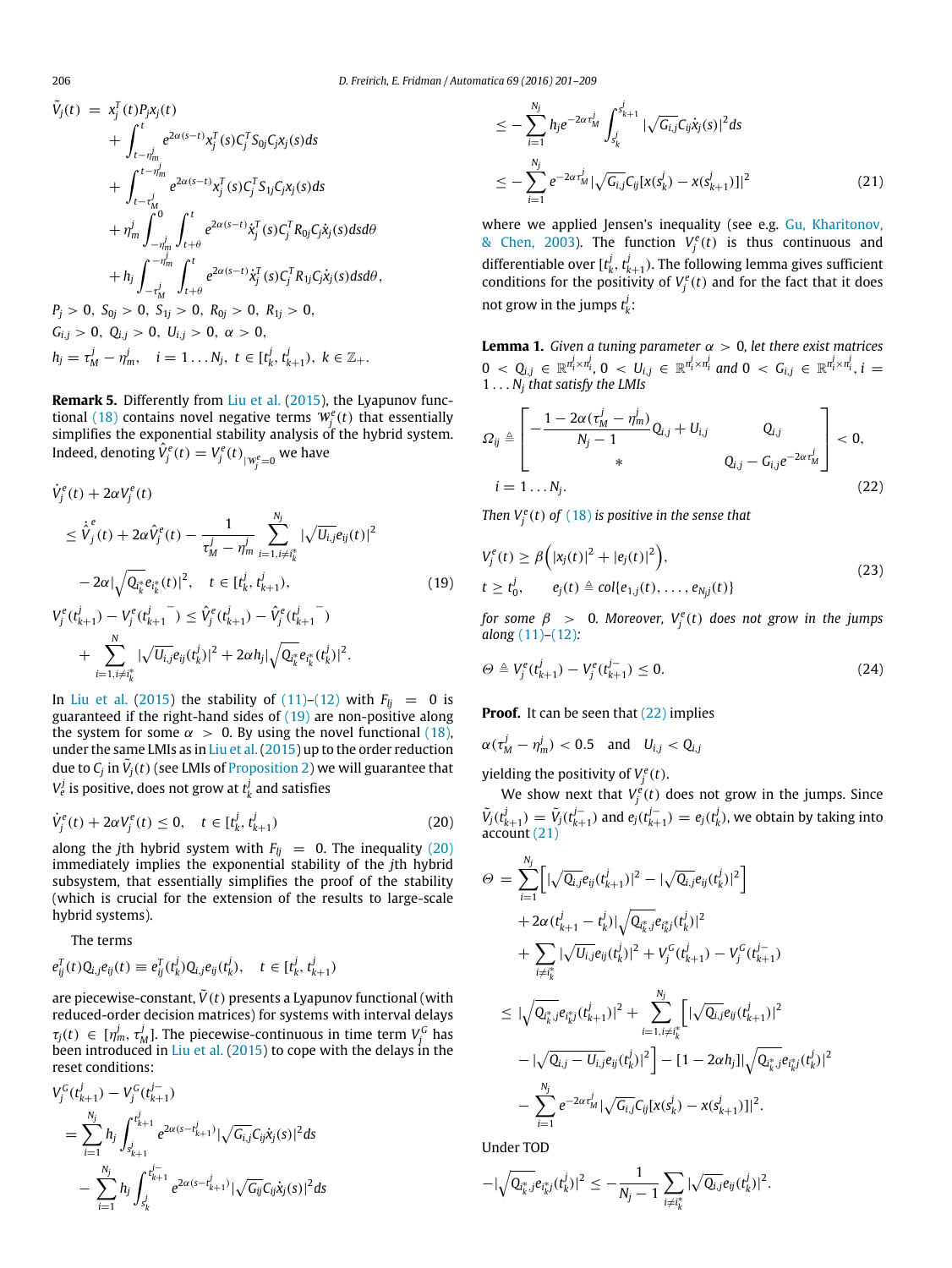$$
\begin{aligned}
\tilde{V}_j(t) &= x_j^T(t)P_jx_j(t) \\
&+ \int_{t-\eta_m^j}^{t} e^{2\alpha(s-t)}x_j^T(s)C_j^TS_{0j}C_jx_j(s)ds \\
&+ \int_{t-\tau_M^j}^{t-\eta_m^j} e^{2\alpha(s-t)}x_j^T(s)C_j^TS_{1j}C_jx_j(s)ds \\
&+ \eta_m^j \int_{-\eta_m^j}^{0}\int_{t+\theta}^{t} e^{2\alpha(s-t)}\dot{x}_j^T(s)C_j^TR_{0j}C_j\dot{x}_j(s)dsd\theta \\
&+ h_j \int_{-\tau_M^j}^{-\eta_m^j}\int_{t+\theta}^{t} e^{2\alpha(s-t)}\dot{x}_j^T(s)C_j^TR_{1j}C_j\dot{x}_j(s)dsd\theta, \\
&P_j > 0,\ S_{0j} > 0,\ S_{1j} > 0,\ R_{0j} > 0,\ R_{1j} > 0, \\
&G_{i,j} > 0,\ Q_{i,j} > 0,\ U_{i,j} > 0,\ \alpha > 0, \\
&h_j = \tau_M^j - \eta_m^j, \quad i = 1\ldots N_j,\ t \in [t_k^j, t_{k+1}^j),\ k \in \mathbb{Z}_+.
\end{aligned}
$$

**Remark 5.** Differently from Liu et al. (2015), the Lyapunov functional (18) contains novel negative terms $\mathcal{W}_j^e(t)$ that essentially simplifies the exponential stability analysis of the hybrid system. Indeed, denoting $\hat{V}_j^e(t) = V_j^e(t)_{|\mathcal{W}_j^e=0}$ we have

$$
\begin{aligned}
&\dot{V}_j^e(t) + 2\alpha V_j^e(t) \\
&\leq \dot{\hat{V}}_j^e(t) + 2\alpha\hat{V}_j^e(t) - \frac{1}{\tau_M^j - \eta_m^j}\sum_{i=1, i\neq i_k^*}^{N_j}|\sqrt{U_{i,j}}e_{ij}(t)|^2 \\
&\quad - 2\alpha|\sqrt{Q_{i_k^*}}e_{i_k^*}(t)|^2, \quad t \in [t_k^j, t_{k+1}^j), \qquad (19) \\
&V_j^e(t_{k+1}^j) - V_j^e(t_{k+1}^{j\,-}) \leq \hat{V}_j^e(t_{k+1}^j) - \hat{V}_j^e(t_{k+1}^{j\,-}) \\
&\quad + \sum_{i=1, i\neq i_k^*}^{N}|\sqrt{U_{i,j}}e_{ij}(t_k^j)|^2 + 2\alpha h_j|\sqrt{Q_{i_k^*}}e_{i_k^*}(t_k^j)|^2.
\end{aligned}
$$

In Liu et al. (2015) the stability of (11)–(12) with $F_{lj} = 0$ is guaranteed if the right-hand sides of (19) are non-positive along the system for some $\alpha > 0$. By using the novel functional (18), under the same LMIs as in Liu et al. (2015) up to the order reduction due to $C_j$ in $\tilde{V}_j(t)$ (see LMIs of Proposition 2) we will guarantee that $V_e^j$ is positive, does not grow at $t_k^j$ and satisfies

$$
\dot{V}_j^e(t) + 2\alpha V_j^e(t) \leq 0, \quad t \in [t_k^j, t_{k+1}^j) \qquad (20)
$$

along the $j$th hybrid system with $F_{lj} = 0$. The inequality (20) immediately implies the exponential stability of the $j$th hybrid subsystem, that essentially simplifies the proof of the stability (which is crucial for the extension of the results to large-scale hybrid systems).

The terms

$$
e_{ij}^T(t)Q_{i,j}e_{ij}(t) \equiv e_{ij}^T(t_k^j)Q_{i,j}e_{ij}(t_k^j), \quad t \in [t_k^j, t_{k+1}^j)
$$

are piecewise-constant, $\tilde{V}(t)$ presents a Lyapunov functional (with reduced-order decision matrices) for systems with interval delays $\tau_j(t) \in [\eta_m^j, \tau_M^j]$. The piecewise-continuous in time term $V_j^G$ has been introduced in Liu et al. (2015) to cope with the delays in the reset conditions:

$$
\begin{aligned}
&V_j^G(t_{k+1}^j) - V_j^G(t_{k+1}^{j-}) \\
&= \sum_{i=1}^{N_j} h_j\int_{s_{k+1}^j}^{t_{k+1}^j} e^{2\alpha(s-t_{k+1}^j)}|\sqrt{G_{i,j}}C_{ij}\dot{x}_j(s)|^2ds \\
&\quad - \sum_{i=1}^{N_j} h_j\int_{s_k^j}^{t_{k+1}^{j-}} e^{2\alpha(s-t_{k+1}^j)}|\sqrt{G_{ij}}C_{ij}\dot{x}_j(s)|^2ds \\
&\leq -\sum_{i=1}^{N_j} h_je^{-2\alpha\tau_M^j}\int_{s_k^j}^{s_{k+1}^j}|\sqrt{G_{i,j}}C_{ij}\dot{x}_j(s)|^2ds \\
&\leq -\sum_{i=1}^{N_j} e^{-2\alpha\tau_M^j}|\sqrt{G_{i,j}}C_{ij}[x(s_k^j) - x(s_{k+1}^j)]|^2 \qquad (21)
\end{aligned}
$$

where we applied Jensen's inequality (see e.g. Gu, Kharitonov, & Chen, 2003). The function $V_j^e(t)$ is thus continuous and differentiable over $[t_k^j, t_{k+1}^j)$. The following lemma gives sufficient conditions for the positivity of $V_j^e(t)$ and for the fact that it does not grow in the jumps $t_k^j$:

**Lemma 1.** *Given a tuning parameter $\alpha > 0$, let there exist matrices $0 < Q_{i,j} \in \mathbb{R}^{n_i^j \times n_i^j}$, $0 < U_{i,j} \in \mathbb{R}^{n_i^j \times n_i^j}$ and $0 < G_{i,j} \in \mathbb{R}^{n_i^j \times n_i^j}$, $i = 1\ldots N_j$ that satisfy the LMIs*

$$
\Omega_{ij} \triangleq \begin{bmatrix} -\dfrac{1-2\alpha(\tau_M^j - \eta_m^j)}{N_j - 1}Q_{i,j} + U_{i,j} & Q_{i,j} \\ * & Q_{i,j} - G_{i,j}e^{-2\alpha\tau_M^j} \end{bmatrix} < 0,
$$
$$
i = 1\ldots N_j. \qquad (22)
$$

*Then $V_j^e(t)$ of (18) is positive in the sense that*

$$
\begin{aligned}
&V_j^e(t) \geq \beta\Big(|x_j(t)|^2 + |e_j(t)|^2\Big), \\
&t \geq t_0^j, \qquad e_j(t) \triangleq col\{e_{1,j}(t), \ldots, e_{N_j j}(t)\}
\end{aligned} \qquad (23)
$$

*for some $\beta > 0$. Moreover, $V_j^e(t)$ does not grow in the jumps along (11)–(12):*

$$
\Theta \triangleq V_j^e(t_{k+1}^j) - V_j^e(t_{k+1}^{j-}) \leq 0. \qquad (24)
$$

**Proof.** It can be seen that (22) implies

$$
\alpha(\tau_M^j - \eta_m^j) < 0.5 \quad \text{and} \quad U_{i,j} < Q_{i,j}
$$

yielding the positivity of $V_j^e(t)$.

We show next that $V_j^e(t)$ does not grow in the jumps. Since $\tilde{V}_j(t_{k+1}^j) = \tilde{V}_j(t_{k+1}^{j-})$ and $e_j(t_{k+1}^{j-}) = e_j(t_k^j)$, we obtain by taking into account (21)

$$
\begin{aligned}
\Theta &= \sum_{i=1}^{N_j}\Big[|\sqrt{Q_{i,j}}e_{ij}(t_{k+1}^j)|^2 - |\sqrt{Q_{i,j}}e_{ij}(t_k^j)|^2\Big] \\
&\quad + 2\alpha(t_{k+1}^j - t_k^j)|\sqrt{Q_{i_k^*,j}}e_{i_k^*j}(t_k^j)|^2 \\
&\quad + \sum_{i\neq i_k^*}|\sqrt{U_{i,j}}e_{ij}(t_k^j)|^2 + V_j^G(t_{k+1}^j) - V_j^G(t_{k+1}^{j-}) \\
&\leq |\sqrt{Q_{i_k^*,j}}e_{i_k^*j}(t_{k+1}^j)|^2 + \sum_{i=1, i\neq i_k^*}^{N_j}\Big[|\sqrt{Q_{i,j}}e_{ij}(t_{k+1}^j)|^2 \\
&\quad - |\sqrt{Q_{i,j} - U_{i,j}}e_{ij}(t_k^j)|^2\Big] - [1 - 2\alpha h_j]|\sqrt{Q_{i_k^*,j}}e_{i_k^*j}(t_k^j)|^2 \\
&\quad - \sum_{i=1}^{N_j} e^{-2\alpha\tau_M^j}|\sqrt{G_{i,j}}C_{ij}[x(s_k^j) - x(s_{k+1}^j)]|^2.
\end{aligned}
$$

Under TOD

$$
-|\sqrt{Q_{i_k^*,j}}e_{i_k^*j}(t_k^j)|^2 \leq -\frac{1}{N_j - 1}\sum_{i\neq i_k^*}|\sqrt{Q_{i,j}}e_{ij}(t_k^j)|^2.
$$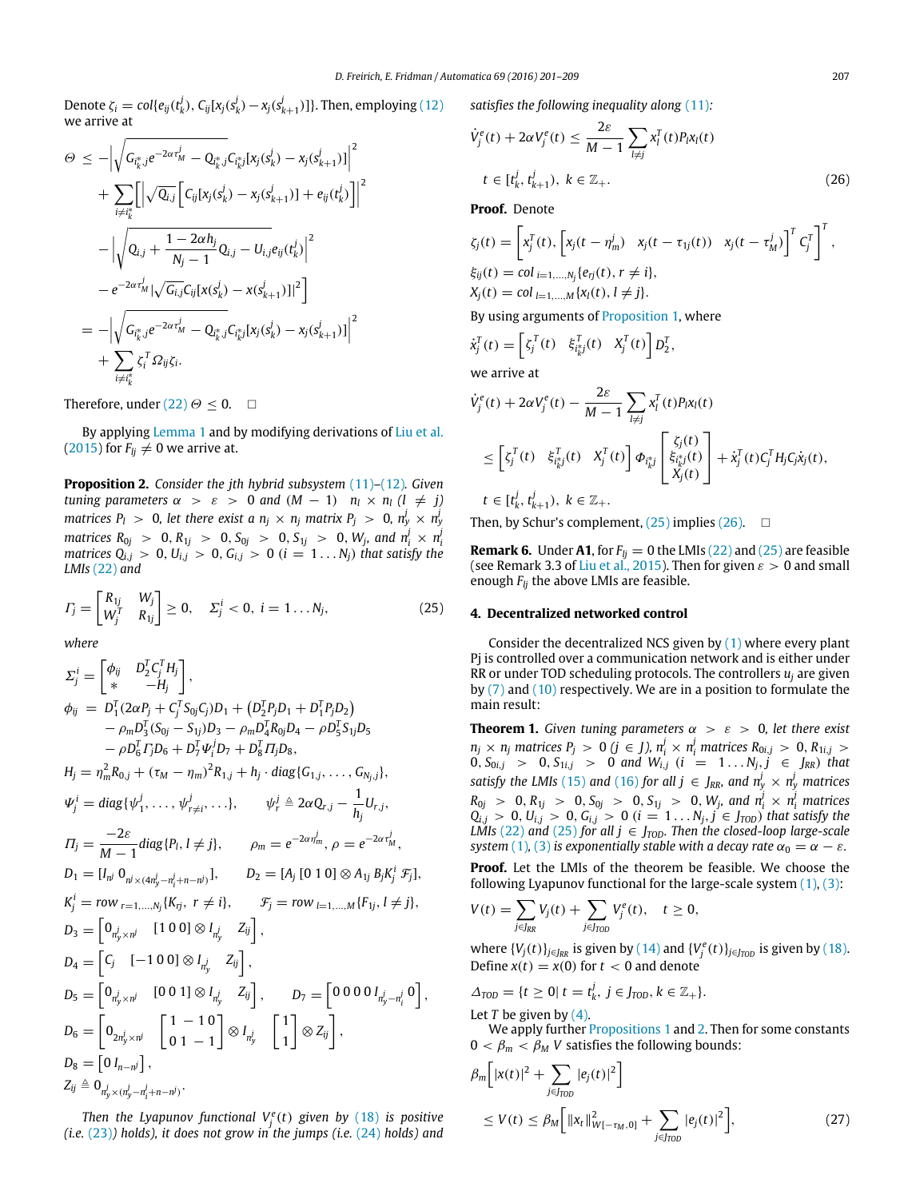Denote $\zeta_i = col\{e_{ij}(t_k^j), C_{ij}[x_j(s_k^j) - x_j(s_{k+1}^j)]\}$. Then, employing (12) we arrive at

$$
\begin{aligned}
\Theta \leq & -\left|\sqrt{G_{i_k^*,j}e^{-2\alpha\tau_M^j} - Q_{i_k^*,j}}C_{i_k^*j}[x_j(s_k^j) - x_j(s_{k+1}^j)]\right|^2 \\
& + \sum_{i \neq i_k^*}\Bigg[\left|\sqrt{Q_{i,j}}\left[C_{ij}[x_j(s_k^j) - x_j(s_{k+1}^j)] + e_{ij}(t_k^j)\right]\right|^2 \\
& - \left|\sqrt{Q_{i,j} + \frac{1-2\alpha h_j}{N_j - 1}Q_{i,j} - U_{i,j}}e_{ij}(t_k^j)\right|^2 \\
& - e^{-2\alpha\tau_M^j}\left|\sqrt{G_{i,j}}C_{ij}[x(s_k^j) - x(s_{k+1}^j)]\right|^2\Bigg] \\
= & -\left|\sqrt{G_{i_k^*,j}e^{-2\alpha\tau_M^j} - Q_{i_k^*,j}}C_{i_k^*j}[x_j(s_k^j) - x_j(s_{k+1}^j)]\right|^2 \\
& + \sum_{i \neq i_k^*}\zeta_i^T \Omega_{ij}\zeta_i.
\end{aligned}
$$

Therefore, under (22) $\Theta \leq 0$. $\square$

By applying Lemma 1 and by modifying derivations of Liu et al. (2015) for $F_{lj} \neq 0$ we arrive at.

**Proposition 2.** *Consider the jth hybrid subsystem (11)–(12). Given tuning parameters $\alpha > \varepsilon > 0$ and $(M-1) \quad n_l \times n_l \ (l \neq j)$ matrices $P_l > 0$, let there exist a $n_j \times n_j$ matrix $P_j > 0$, $n_y^j \times n_y^j$ matrices $R_{0j} > 0, R_{1j} > 0, S_{0j} > 0, S_{1j} > 0, W_j$, and $n_i^j \times n_i^j$ matrices $Q_{i,j} > 0, U_{i,j} > 0, G_{i,j} > 0 \ (i = 1 \dots N_j)$ that satisfy the LMIs (22) and*

$$
\Gamma_j = \begin{bmatrix} R_{1j} & W_j \\ W_j^T & R_{1j} \end{bmatrix} \geq 0, \quad \Sigma_j^i < 0, \ i = 1 \dots N_j, \tag{25}
$$

*where*

$$
\Sigma_j^i = \begin{bmatrix} \phi_{ij} & D_2^T C_j^T H_j \\ * & -H_j \end{bmatrix},
$$

$$
\begin{aligned}
\phi_{ij} = & \ D_1^T(2\alpha P_j + C_j^T S_{0j} C_j)D_1 + \left(D_2^T P_j D_1 + D_1^T P_j D_2\right) \\
& - \rho_m D_3^T(S_{0j} - S_{1j})D_3 - \rho_m D_4^T R_{0j} D_4 - \rho D_5^T S_{1j} D_5 \\
& - \rho D_6^T \Gamma_j D_6 + D_7^T \Psi_j^i D_7 + D_8^T \Pi_j D_8,
\end{aligned}
$$

$$
H_j = \eta_m^2 R_{0,j} + (\tau_M - \eta_m)^2 R_{1,j} + h_j \cdot diag\{G_{1,j}, \dots, G_{N_j,j}\},
$$

$$
\Psi_j^i = diag\{\psi_1^j, \dots, \psi_{r \neq i}^j, \dots\}, \qquad \psi_r^j \triangleq 2\alpha Q_{r,j} - \frac{1}{h_j}U_{r,j},
$$

$$
\Pi_j = \frac{-2\varepsilon}{M-1}diag\{P_l, l \neq j\}, \qquad \rho_m = e^{-2\alpha\eta_m^j}, \rho = e^{-2\alpha\tau_M^j},
$$

$$
D_1 = [I_{n^j} \ 0_{n^j \times (4n_y^j - n_i^j + n - n^j)}], \qquad D_2 = [A_j \ [0 \ 1 \ 0] \otimes A_{1j} B_j K_j^i \ \mathcal{F}_j],
$$

$$
K_j^i = row_{r=1,\dots,N_j}\{K_{rj}, r \neq i\}, \qquad \mathcal{F}_j = row_{l=1,\dots,M}\{F_{1j}, l \neq j\},
$$

$$
D_3 = \left[0_{n_y^j \times n^j} \quad [1 \ 0 \ 0] \otimes I_{n_y^j} \quad Z_{ij}\right],
$$

$$
D_4 = \left[C_j \quad [-1 \ 0 \ 0] \otimes I_{n_y^j} \quad Z_{ij}\right],
$$

$$
D_5 = \left[0_{n_y^j \times n^j} \quad [0 \ 0 \ 1] \otimes I_{n_y^j} \quad Z_{ij}\right], \qquad D_7 = \left[0 \ 0 \ 0 \ 0 \ I_{n_y^j - n_i^j} \ 0\right],
$$

$$
D_6 = \left[0_{2n_y^j \times n^j} \quad \begin{bmatrix} 1 & -1 & 0 \\ 0 & 1 & -1 \end{bmatrix} \otimes I_{n_y^j} \quad \begin{bmatrix} 1 \\ 1 \end{bmatrix} \otimes Z_{ij}\right],
$$

$$
D_8 = \left[0 \ I_{n-n^j}\right],
$$

$$
Z_{ij} \triangleq 0_{n_y^j \times (n_y^j - n_i^j + n - n^j)}.
$$

*Then the Lyapunov functional $V_j^e(t)$ given by (18) is positive (i.e. (23)) holds), it does not grow in the jumps (i.e. (24) holds) and satisfies the following inequality along (11):*

$$
\dot{V}_j^e(t) + 2\alpha V_j^e(t) \leq \frac{2\varepsilon}{M-1}\sum_{l \neq j} x_l^T(t) P_l x_l(t)
$$

$$
t \in [t_k^j, t_{k+1}^j), \ k \in \mathbb{Z}_+. \tag{26}
$$

**Proof.** Denote

$$
\zeta_j(t) = \left[x_j^T(t), \left[x_j(t - \eta_m^j) \quad x_j(t - \tau_{1j}(t)) \quad x_j(t - \tau_M^j)\right]^T C_j^T\right]^T,
$$

$$
\xi_{ij}(t) = col_{\,i=1,\dots,N_j}\{e_{rj}(t), r \neq i\},
$$

$$
X_j(t) = col_{\,l=1,\dots,M}\{x_l(t), l \neq j\}.
$$

By using arguments of Proposition 1, where

$$
\dot{x}_j^T(t) = \left[\zeta_j^T(t) \quad \xi_{i_k^* j}^T(t) \quad X_j^T(t)\right] D_2^T,
$$

we arrive at

$$
\dot{V}_j^e(t) + 2\alpha V_j^e(t) - \frac{2\varepsilon}{M-1}\sum_{l \neq j} x_l^T(t) P_l x_l(t)
$$

$$
\leq \left[\zeta_j^T(t) \quad \xi_{i_k^* j}^T(t) \quad X_j^T(t)\right] \Phi_{i_k^* j} \begin{bmatrix} \zeta_j(t) \\ \xi_{i_k^* j}(t) \\ X_j(t) \end{bmatrix} + \dot{x}_j^T(t) C_j^T H_j C_j \dot{x}_j(t),
$$

$$
t \in [t_k^j, t_{k+1}^j), \ k \in \mathbb{Z}_+.
$$

Then, by Schur's complement, (25) implies (26). $\square$

**Remark 6.** Under **A1**, for $F_{lj} = 0$ the LMIs (22) and (25) are feasible (see Remark 3.3 of Liu et al., 2015). Then for given $\varepsilon > 0$ and small enough $F_{lj}$ the above LMIs are feasible.

## 4. Decentralized networked control

Consider the decentralized NCS given by (1) where every plant Pj is controlled over a communication network and is either under RR or under TOD scheduling protocols. The controllers $u_j$ are given by (7) and (10) respectively. We are in a position to formulate the main result:

**Theorem 1.** *Given tuning parameters $\alpha > \varepsilon > 0$, let there exist $n_j \times n_j$ matrices $P_j > 0 \ (j \in J)$, $n_i^j \times n_i^j$ matrices $R_{0i,j} > 0, R_{1i,j} > 0, S_{0i,j} > 0, S_{1i,j} > 0$ and $W_{i,j} \ (i = 1 \dots N_j, j \in J_{RR})$ that satisfy the LMIs (15) and (16) for all $j \in J_{RR}$, and $n_y^j \times n_y^j$ matrices $R_{0j} > 0, R_{1j} > 0, S_{0j} > 0, S_{1j} > 0, W_j$, and $n_i^j \times n_i^j$ matrices $Q_{i,j} > 0, U_{i,j} > 0, G_{i,j} > 0 \ (i = 1 \dots N_j, j \in J_{TOD})$ that satisfy the LMIs (22) and (25) for all $j \in J_{TOD}$. Then the closed-loop large-scale system (1), (3) is exponentially stable with a decay rate $\alpha_0 = \alpha - \varepsilon$.*

**Proof.** Let the LMIs of the theorem be feasible. We choose the following Lyapunov functional for the large-scale system (1), (3):

$$
V(t) = \sum_{j \in J_{RR}} V_j(t) + \sum_{j \in J_{TOD}} V_j^e(t), \quad t \geq 0,
$$

where $\{V_j(t)\}_{j \in J_{RR}}$ is given by (14) and $\{V_j^e(t)\}_{j \in J_{TOD}}$ is given by (18). Define $x(t) = x(0)$ for $t < 0$ and denote

$$
\Delta_{TOD} = \{t \geq 0 | \ t = t_k^j, \ j \in J_{TOD}, k \in \mathbb{Z}_+\}.
$$

Let $T$ be given by (4).

We apply further Propositions 1 and 2. Then for some constants $0 < \beta_m < \beta_M$ $V$ satisfies the following bounds:

$$
\beta_m\left[|x(t)|^2 + \sum_{j \in J_{TOD}} |e_j(t)|^2\right]
$$

$$
\leq V(t) \leq \beta_M\left[\|x_t\|^2_{W[-\tau_M, 0]} + \sum_{j \in J_{TOD}} |e_j(t)|^2\right], \tag{27}
$$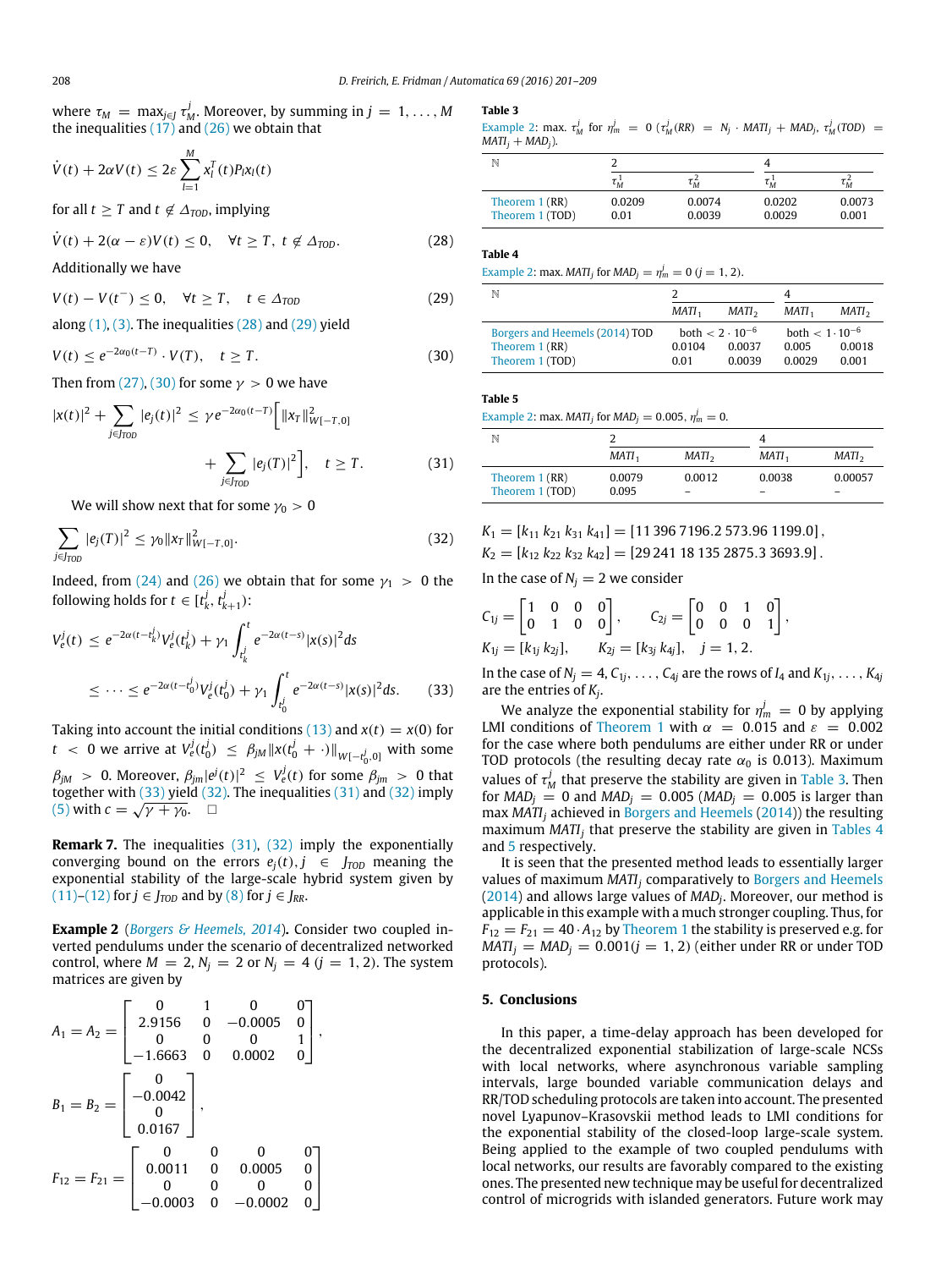where $\tau_M = \max_{j\in J} \tau_M^j$. Moreover, by summing in $j = 1, \ldots, M$ the inequalities (17) and (26) we obtain that

$$\dot{V}(t) + 2\alpha V(t) \le 2\varepsilon \sum_{l=1}^{M} x_l^T(t) P_l x_l(t)$$

for all $t \ge T$ and $t \notin \Delta_{TOD}$, implying

$$\dot{V}(t) + 2(\alpha - \varepsilon)V(t) \le 0, \quad \forall t \ge T,\ t \notin \Delta_{TOD}. \tag{28}$$

Additionally we have

$$V(t) - V(t^-) \le 0, \quad \forall t \ge T, \quad t \in \Delta_{TOD} \tag{29}$$

along (1), (3). The inequalities (28) and (29) yield

$$V(t) \le e^{-2\alpha_0(t-T)} \cdot V(T), \quad t \ge T. \tag{30}$$

Then from (27), (30) for some $\gamma > 0$ we have

$$|x(t)|^2 + \sum_{j\in J_{TOD}} |e_j(t)|^2 \le \gamma e^{-2\alpha_0(t-T)} \Big[ \|x_T\|^2_{W[-T,0]} + \sum_{j\in J_{TOD}} |e_j(T)|^2 \Big], \quad t \ge T. \tag{31}$$

We will show next that for some $\gamma_0 > 0$

$$\sum_{j\in J_{TOD}} |e_j(T)|^2 \le \gamma_0 \|x_T\|^2_{W[-T,0]}. \tag{32}$$

Indeed, from (24) and (26) we obtain that for some $\gamma_1 > 0$ the following holds for $t \in [t_k^j, t_{k+1}^j)$:

$$\begin{aligned} V_e^j(t) &\le e^{-2\alpha(t-t_k^j)} V_e^j(t_k^j) + \gamma_1 \int_{t_k^j}^{t} e^{-2\alpha(t-s)} |x(s)|^2 ds \\ &\le \cdots \le e^{-2\alpha(t-t_0^j)} V_e^j(t_0^j) + \gamma_1 \int_{t_0^j}^{t} e^{-2\alpha(t-s)} |x(s)|^2 ds. \end{aligned} \tag{33}$$

Taking into account the initial conditions (13) and $x(t) = x(0)$ for $t < 0$ we arrive at $V_e^j(t_0^j) \le \beta_{jM} \|x(t_0^j + \cdot)\|_{W[-t_0^j,0]}$ with some $\beta_{jM} > 0$. Moreover, $\beta_{jm}|e^j(t)|^2 \le V_e^j(t)$ for some $\beta_{jm} > 0$ that together with (33) yield (32). The inequalities (31) and (32) imply (5) with $c = \sqrt{\gamma + \gamma_0}$. $\square$

**Remark 7.** The inequalities (31), (32) imply the exponentially converging bound on the errors $e_j(t), j \in J_{TOD}$ meaning the exponential stability of the large-scale hybrid system given by (11)–(12) for $j \in J_{TOD}$ and by (8) for $j \in J_{RR}$.

**Example 2** (*Borgers & Heemels, 2014*)**.** Consider two coupled inverted pendulums under the scenario of decentralized networked control, where $M = 2$, $N_j = 2$ or $N_j = 4$ $(j = 1, 2)$. The system matrices are given by

$$A_1 = A_2 = \begin{bmatrix} 0 & 1 & 0 & 0 \\ 2.9156 & 0 & -0.0005 & 0 \\ 0 & 0 & 0 & 1 \\ -1.6663 & 0 & 0.0002 & 0 \end{bmatrix},$$

$$B_1 = B_2 = \begin{bmatrix} 0 \\ -0.0042 \\ 0 \\ 0.0167 \end{bmatrix},$$

$$F_{12} = F_{21} = \begin{bmatrix} 0 & 0 & 0 & 0 \\ 0.0011 & 0 & 0.0005 & 0 \\ 0 & 0 & 0 & 0 \\ -0.0003 & 0 & -0.0002 & 0 \end{bmatrix}$$

**Table 3**
Example 2: max. $\tau_M^j$ for $\eta_m^j = 0$ ($\tau_M^j(RR) = N_j \cdot MATI_j + MAD_j$, $\tau_M^j(TOD) = MATI_j + MAD_j$).

| $\mathbb{N}$ | 2 | | 4 | |
|---|---|---|---|---|
| | $\tau_M^1$ | $\tau_M^2$ | $\tau_M^1$ | $\tau_M^2$ |
| Theorem 1 (RR) | 0.0209 | 0.0074 | 0.0202 | 0.0073 |
| Theorem 1 (TOD) | 0.01 | 0.0039 | 0.0029 | 0.001 |

**Table 4**
Example 2: max. $MATI_j$ for $MAD_j = \eta_m^j = 0$ $(j = 1, 2)$.

| $\mathbb{N}$ | 2 | | 4 | |
|---|---|---|---|---|
| | $MATI_1$ | $MATI_2$ | $MATI_1$ | $MATI_2$ |
| Borgers and Heemels (2014) TOD | both $< 2 \cdot 10^{-6}$ | | both $< 1 \cdot 10^{-6}$ | |
| Theorem 1 (RR) | 0.0104 | 0.0037 | 0.005 | 0.0018 |
| Theorem 1 (TOD) | 0.01 | 0.0039 | 0.0029 | 0.001 |

**Table 5**
Example 2: max. $MATI_j$ for $MAD_j = 0.005$, $\eta_m^j = 0$.

| $\mathbb{N}$ | 2 | | 4 | |
|---|---|---|---|---|
| | $MATI_1$ | $MATI_2$ | $MATI_1$ | $MATI_2$ |
| Theorem 1 (RR) | 0.0079 | 0.0012 | 0.0038 | 0.00057 |
| Theorem 1 (TOD) | 0.095 | – | – | – |

$$K_1 = [k_{11}\ k_{21}\ k_{31}\ k_{41}] = [11\,396\ 7196.2\ 573.96\ 1199.0],$$
$$K_2 = [k_{12}\ k_{22}\ k_{32}\ k_{42}] = [29\,241\ 18\,135\ 2875.3\ 3693.9].$$

In the case of $N_j = 2$ we consider

$$C_{1j} = \begin{bmatrix} 1 & 0 & 0 & 0 \\ 0 & 1 & 0 & 0 \end{bmatrix}, \qquad C_{2j} = \begin{bmatrix} 0 & 0 & 1 & 0 \\ 0 & 0 & 0 & 1 \end{bmatrix},$$

$$K_{1j} = [k_{1j}\ k_{2j}], \qquad K_{2j} = [k_{3j}\ k_{4j}], \quad j = 1, 2.$$

In the case of $N_j = 4$, $C_{1j}, \ldots, C_{4j}$ are the rows of $I_4$ and $K_{1j}, \ldots, K_{4j}$ are the entries of $K_j$.

We analyze the exponential stability for $\eta_m^j = 0$ by applying LMI conditions of Theorem 1 with $\alpha = 0.015$ and $\varepsilon = 0.002$ for the case where both pendulums are either under RR or under TOD protocols (the resulting decay rate $\alpha_0$ is 0.013). Maximum values of $\tau_M^j$ that preserve the stability are given in Table 3. Then for $MAD_j = 0$ and $MAD_j = 0.005$ ($MAD_j = 0.005$ is larger than max $MATI_j$ achieved in Borgers and Heemels (2014)) the resulting maximum $MATI_j$ that preserve the stability are given in Tables 4 and 5 respectively.

It is seen that the presented method leads to essentially larger values of maximum $MATI_j$ comparatively to Borgers and Heemels (2014) and allows large values of $MAD_j$. Moreover, our method is applicable in this example with a much stronger coupling. Thus, for $F_{12} = F_{21} = 40 \cdot A_{12}$ by Theorem 1 the stability is preserved e.g. for $MATI_j = MAD_j = 0.001 (j = 1, 2)$ (either under RR or under TOD protocols).

## 5. Conclusions

In this paper, a time-delay approach has been developed for the decentralized exponential stabilization of large-scale NCSs with local networks, where asynchronous variable sampling intervals, large bounded variable communication delays and RR/TOD scheduling protocols are taken into account. The presented novel Lyapunov–Krasovskii method leads to LMI conditions for the exponential stability of the closed-loop large-scale system. Being applied to the example of two coupled pendulums with local networks, our results are favorably compared to the existing ones. The presented new technique may be useful for decentralized control of microgrids with islanded generators. Future work may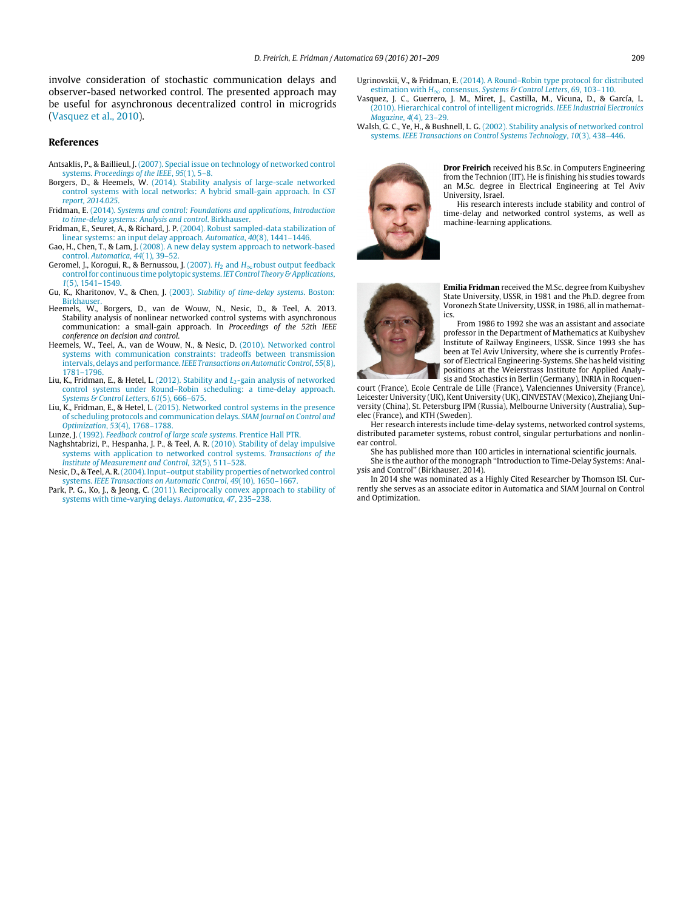involve consideration of stochastic communication delays and observer-based networked control. The presented approach may be useful for asynchronous decentralized control in microgrids (Vasquez et al., 2010).

## References

Antsaklis, P., & Baillieul, J. (2007). Special issue on technology of networked control systems. *Proceedings of the IEEE*, *95*(1), 5–8.

Borgers, D., & Heemels, W. (2014). Stability analysis of large-scale networked control systems with local networks: A hybrid small-gain approach. In *CST report, 2014.025*.

Fridman, E. (2014). *Systems and control: Foundations and applications, Introduction to time-delay systems: Analysis and control*. Birkhauser.

Fridman, E., Seuret, A., & Richard, J. P. (2004). Robust sampled-data stabilization of linear systems: an input delay approach. *Automatica*, *40*(8), 1441–1446.

Gao, H., Chen, T., & Lam, J. (2008). A new delay system approach to network-based control. *Automatica*, *44*(1), 39–52.

Geromel, J., Korogui, R., & Bernussou, J. (2007). $H_2$ and $H_\infty$ robust output feedback control for continuous time polytopic systems. *IET Control Theory & Applications*, *1*(5), 1541–1549.

Gu, K., Kharitonov, V., & Chen, J. (2003). *Stability of time-delay systems*. Boston: Birkhauser.

Heemels, W., Borgers, D., van de Wouw, N., Nesic, D., & Teel, A. 2013. Stability analysis of nonlinear networked control systems with asynchronous communication: a small-gain approach. In *Proceedings of the 52th IEEE conference on decision and control*.

Heemels, W., Teel, A., van de Wouw, N., & Nesic, D. (2010). Networked control systems with communication constraints: tradeoffs between transmission intervals, delays and performance. *IEEE Transactions on Automatic Control*, *55*(8), 1781–1796.

Liu, K., Fridman, E., & Hetel, L. (2012). Stability and $L_2$-gain analysis of networked control systems under Round–Robin scheduling: a time-delay approach. *Systems & Control Letters*, *61*(5), 666–675.

Liu, K., Fridman, E., & Hetel, L. (2015). Networked control systems in the presence of scheduling protocols and communication delays. *SIAM Journal on Control and Optimization*, *53*(4), 1768–1788.

Lunze, J. (1992). *Feedback control of large scale systems*. Prentice Hall PTR.

Naghshtabrizi, P., Hespanha, J. P., & Teel, A. R. (2010). Stability of delay impulsive systems with application to networked control systems. *Transactions of the Institute of Measurement and Control*, *32*(5), 511–528.

Nesic, D., & Teel, A. R. (2004). Input–output stability properties of networked control systems. *IEEE Transactions on Automatic Control*, *49*(10), 1650–1667.

Park, P. G., Ko, J., & Jeong, C. (2011). Reciprocally convex approach to stability of systems with time-varying delays. *Automatica*, *47*, 235–238.

Ugrinovskii, V., & Fridman, E. (2014). A Round–Robin type protocol for distributed estimation with $H_\infty$ consensus. *Systems & Control Letters*, *69*, 103–110.

Vasquez, J. C., Guerrero, J. M., Miret, J., Castilla, M., Vicuna, D., & García, L. (2010). Hierarchical control of intelligent microgrids. *IEEE Industrial Electronics Magazine*, *4*(4), 23–29.

Walsh, G. C., Ye, H., & Bushnell, L. G. (2002). Stability analysis of networked control systems. *IEEE Transactions on Control Systems Technology*, *10*(3), 438–446.

**Dror Freirich** received his B.Sc. in Computers Engineering from the Technion (IIT). He is finishing his studies towards an M.Sc. degree in Electrical Engineering at Tel Aviv University, Israel.

His research interests include stability and control of time-delay and networked control systems, as well as machine-learning applications.

**Emilia Fridman** received the M.Sc. degree from Kuibyshev State University, USSR, in 1981 and the Ph.D. degree from Voronezh State University, USSR, in 1986, all in mathematics.

From 1986 to 1992 she was an assistant and associate professor in the Department of Mathematics at Kuibyshev Institute of Railway Engineers, USSR. Since 1993 she has been at Tel Aviv University, where she is currently Professor of Electrical Engineering-Systems. She has held visiting positions at the Weierstrass Institute for Applied Analysis and Stochastics in Berlin (Germany), INRIA in Rocquencourt (France), Ecole Centrale de Lille (France), Valenciennes University (France), Leicester University (UK), Kent University (UK), CINVESTAV (Mexico), Zhejiang University (China), St. Petersburg IPM (Russia), Melbourne University (Australia), Supelec (France), and KTH (Sweden).

Her research interests include time-delay systems, networked control systems, distributed parameter systems, robust control, singular perturbations and nonlinear control.

She has published more than 100 articles in international scientific journals.

She is the author of the monograph "Introduction to Time-Delay Systems: Analysis and Control" (Birkhauser, 2014).

In 2014 she was nominated as a Highly Cited Researcher by Thomson ISI. Currently she serves as an associate editor in Automatica and SIAM Journal on Control and Optimization.